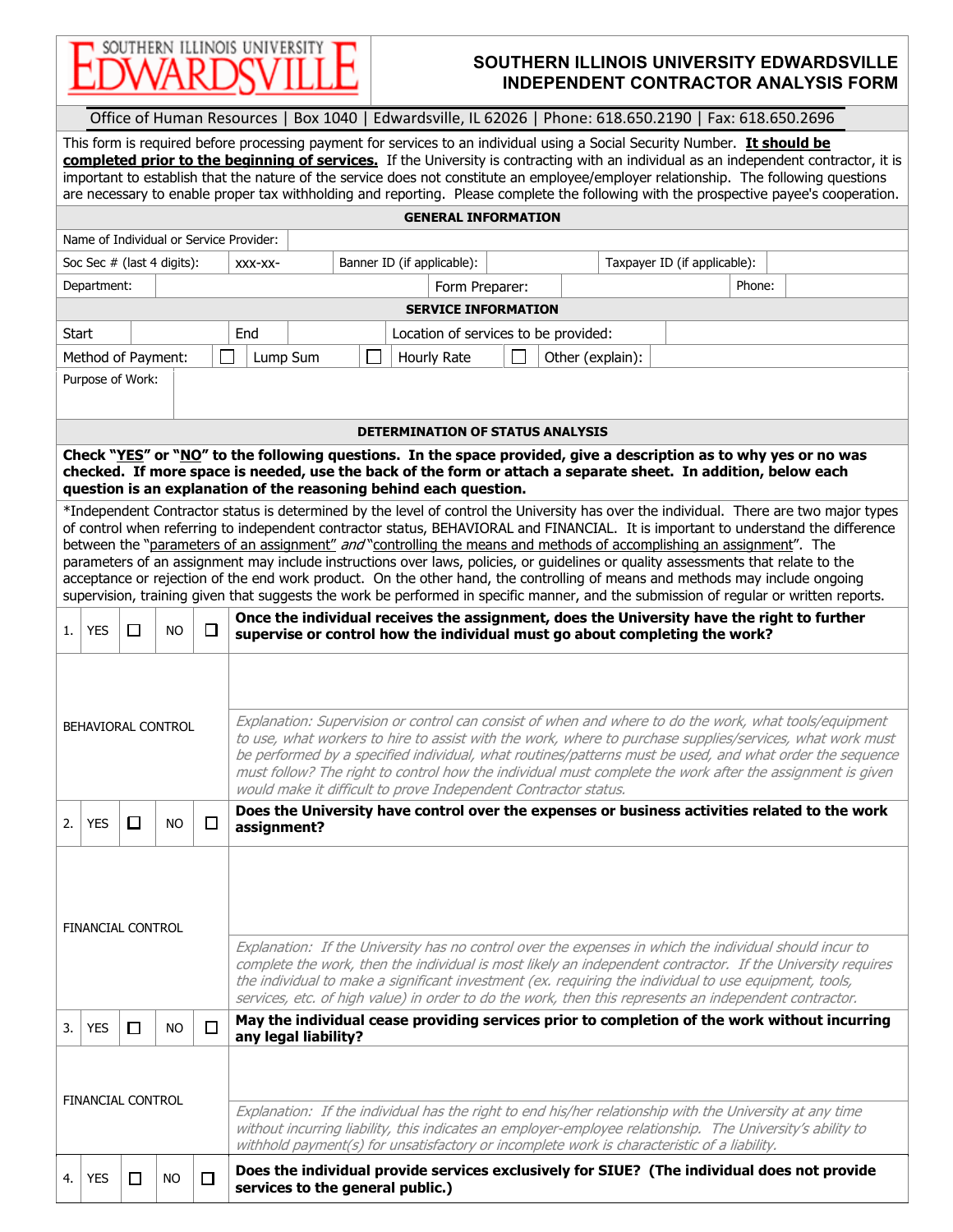# SOUTHERN ILLINOIS UNIVERSITY EDWARDSVILLE
## INDEPENDENT CONTRACTOR ANALYSIS FORM

Office of Human Resources | Box 1040 | Edwardsville, IL 62026 | Phone: 618.650.2190 | Fax: 618.650.2696

This form is required before processing payment for services to an individual using a Social Security Number. **It should be completed prior to the beginning of services.** If the University is contracting with an individual as an independent contractor, it is important to establish that the nature of the service does not constitute an employee/employer relationship. The following questions are necessary to enable proper tax withholding and reporting. Please complete the following with the prospective payee's cooperation.

### GENERAL INFORMATION

| Name of Individual or Service Provider: | | | | | |
|---|---|---|---|---|---|
| Soc Sec # (last 4 digits): | XXX-XX- | Banner ID (if applicable): | | Taxpayer ID (if applicable): | |
| Department: | | Form Preparer: | | Phone: | |

### SERVICE INFORMATION

| Start | | End | | Location of services to be provided: | |
|---|---|---|---|---|---|
| Method of Payment: | ☐ Lump Sum | ☐ Hourly Rate | ☐ Other (explain): | | |
| Purpose of Work: | | | | | |

### DETERMINATION OF STATUS ANALYSIS

**Check "YES" or "NO" to the following questions. In the space provided, give a description as to why yes or no was checked. If more space is needed, use the back of the form or attach a separate sheet. In addition, below each question is an explanation of the reasoning behind each question.**

*Independent Contractor status is determined by the level of control the University has over the individual. There are two major types of control when referring to independent contractor status, BEHAVIORAL and FINANCIAL. It is important to understand the difference between the "parameters of an assignment" *and* "controlling the means and methods of accomplishing an assignment". The parameters of an assignment may include instructions over laws, policies, or guidelines or quality assessments that relate to the acceptance or rejection of the end work product. On the other hand, the controlling of means and methods may include ongoing supervision, training given that suggests the work be performed in specific manner, and the submission of regular or written reports.

| | | | | | |
|---|---|---|---|---|---|
| 1. | YES ☐ | NO ☐ | | | **Once the individual receives the assignment, does the University have the right to further supervise or control how the individual must go about completing the work?** |
| BEHAVIORAL CONTROL | | | | | |
| | | | | | *Explanation: Supervision or control can consist of when and where to do the work, what tools/equipment to use, what workers to hire to assist with the work, where to purchase supplies/services, what work must be performed by a specified individual, what routines/patterns must be used, and what order the sequence must follow? The right to control how the individual must complete the work after the assignment is given would make it difficult to prove Independent Contractor status.* |
| 2. | YES ☐ | NO ☐ | | | **Does the University have control over the expenses or business activities related to the work assignment?** |
| FINANCIAL CONTROL | | | | | |
| | | | | | *Explanation: If the University has no control over the expenses in which the individual should incur to complete the work, then the individual is most likely an independent contractor. If the University requires the individual to make a significant investment (ex. requiring the individual to use equipment, tools, services, etc. of high value) in order to do the work, then this represents an independent contractor.* |
| 3. | YES ☐ | NO ☐ | | | **May the individual cease providing services prior to completion of the work without incurring any legal liability?** |
| FINANCIAL CONTROL | | | | | |
| | | | | | *Explanation: If the individual has the right to end his/her relationship with the University at any time without incurring liability, this indicates an employer-employee relationship. The University's ability to withhold payment(s) for unsatisfactory or incomplete work is characteristic of a liability.* |
| 4. | YES ☐ | NO ☐ | | | **Does the individual provide services exclusively for SIUE? (The individual does not provide services to the general public.)** |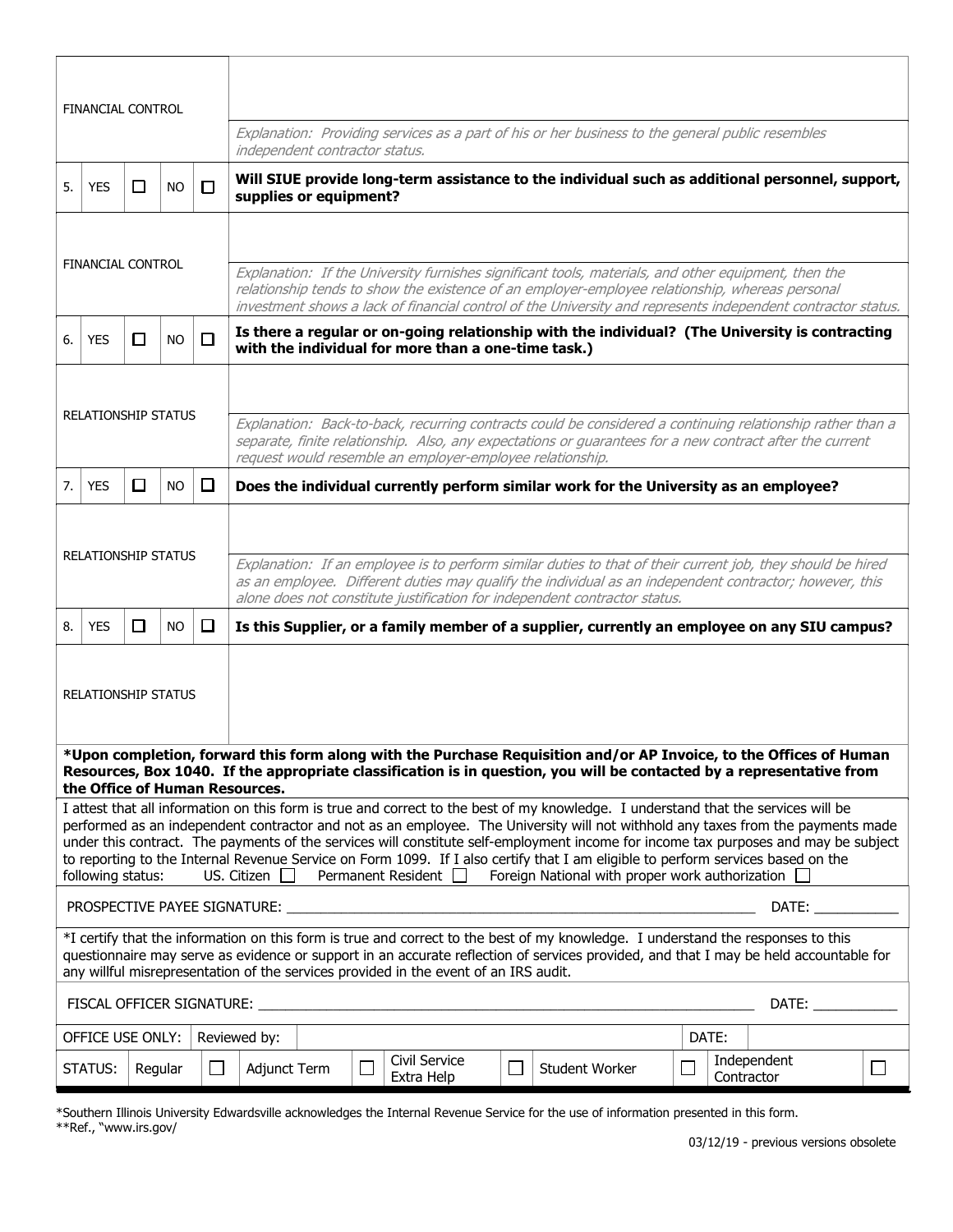| | | | | | |
|---|---|---|---|---|---|
| FINANCIAL CONTROL | | | | | |
| | | | | | *Explanation: Providing services as a part of his or her business to the general public resembles independent contractor status.* |
| 5. | YES | ☐ | NO | ☐ | **Will SIUE provide long-term assistance to the individual such as additional personnel, support, supplies or equipment?** |
| FINANCIAL CONTROL | | | | | |
| | | | | | *Explanation: If the University furnishes significant tools, materials, and other equipment, then the relationship tends to show the existence of an employer-employee relationship, whereas personal investment shows a lack of financial control of the University and represents independent contractor status.* |
| 6. | YES | ☐ | NO | ☐ | **Is there a regular or on-going relationship with the individual? (The University is contracting with the individual for more than a one-time task.)** |
| RELATIONSHIP STATUS | | | | | |
| | | | | | *Explanation: Back-to-back, recurring contracts could be considered a continuing relationship rather than a separate, finite relationship. Also, any expectations or guarantees for a new contract after the current request would resemble an employer-employee relationship.* |
| 7. | YES | ☐ | NO | ☐ | **Does the individual currently perform similar work for the University as an employee?** |
| RELATIONSHIP STATUS | | | | | |
| | | | | | *Explanation: If an employee is to perform similar duties to that of their current job, they should be hired as an employee. Different duties may qualify the individual as an independent contractor; however, this alone does not constitute justification for independent contractor status.* |
| 8. | YES | ☐ | NO | ☐ | **Is this Supplier, or a family member of a supplier, currently an employee on any SIU campus?** |
| RELATIONSHIP STATUS | | | | | |

**\*Upon completion, forward this form along with the Purchase Requisition and/or AP Invoice, to the Offices of Human Resources, Box 1040. If the appropriate classification is in question, you will be contacted by a representative from the Office of Human Resources.**

I attest that all information on this form is true and correct to the best of my knowledge. I understand that the services will be performed as an independent contractor and not as an employee. The University will not withhold any taxes from the payments made under this contract. The payments of the services will constitute self-employment income for income tax purposes and may be subject to reporting to the Internal Revenue Service on Form 1099. If I also certify that I am eligible to perform services based on the following status: US. Citizen ☐ Permanent Resident ☐ Foreign National with proper work authorization ☐

PROSPECTIVE PAYEE SIGNATURE: ______________________________ DATE: ___________

*I certify that the information on this form is true and correct to the best of my knowledge. I understand the responses to this questionnaire may serve as evidence or support in an accurate reflection of services provided, and that I may be held accountable for any willful misrepresentation of the services provided in the event of an IRS audit.

FISCAL OFFICER SIGNATURE: ______________________________ DATE: ___________

| | | | | | | | | | | | |
|---|---|---|---|---|---|---|---|---|---|---|---|
| OFFICE USE ONLY: | | Reviewed by: | | | | | | | DATE: | | |
| STATUS: | Regular | ☐ | Adjunct Term | ☐ | Civil Service Extra Help | ☐ | Student Worker | ☐ | Independent Contractor | ☐ | |

*Southern Illinois University Edwardsville acknowledges the Internal Revenue Service for the use of information presented in this form.
**Ref., "www.irs.gov/

03/12/19 - previous versions obsolete